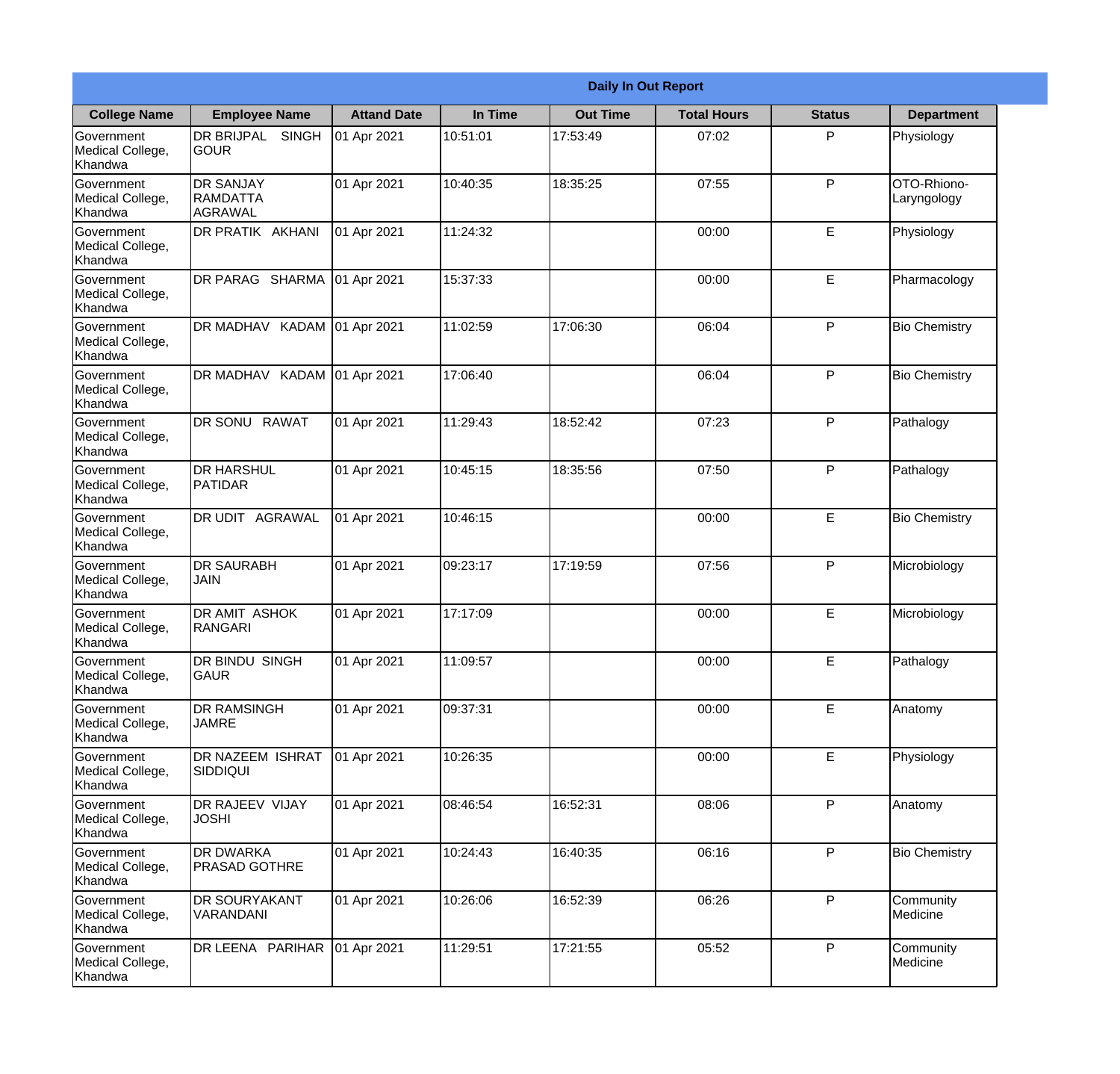| Daily In Out Report | | | | | | | |
|---|---|---|---|---|---|---|---|
| **College Name** | **Employee Name** | **Attand Date** | **In Time** | **Out Time** | **Total Hours** | **Status** | **Department** |
| Government Medical College, Khandwa | DR BRIJPAL SINGH GOUR | 01 Apr 2021 | 10:51:01 | 17:53:49 | 07:02 | P | Physiology |
| Government Medical College, Khandwa | DR SANJAY RAMDATTA AGRAWAL | 01 Apr 2021 | 10:40:35 | 18:35:25 | 07:55 | P | OTO-Rhiono-Laryngology |
| Government Medical College, Khandwa | DR PRATIK AKHANI | 01 Apr 2021 | 11:24:32 | | 00:00 | E | Physiology |
| Government Medical College, Khandwa | DR PARAG SHARMA | 01 Apr 2021 | 15:37:33 | | 00:00 | E | Pharmacology |
| Government Medical College, Khandwa | DR MADHAV KADAM | 01 Apr 2021 | 11:02:59 | 17:06:30 | 06:04 | P | Bio Chemistry |
| Government Medical College, Khandwa | DR MADHAV KADAM | 01 Apr 2021 | 17:06:40 | | 06:04 | P | Bio Chemistry |
| Government Medical College, Khandwa | DR SONU RAWAT | 01 Apr 2021 | 11:29:43 | 18:52:42 | 07:23 | P | Pathalogy |
| Government Medical College, Khandwa | DR HARSHUL PATIDAR | 01 Apr 2021 | 10:45:15 | 18:35:56 | 07:50 | P | Pathalogy |
| Government Medical College, Khandwa | DR UDIT AGRAWAL | 01 Apr 2021 | 10:46:15 | | 00:00 | E | Bio Chemistry |
| Government Medical College, Khandwa | DR SAURABH JAIN | 01 Apr 2021 | 09:23:17 | 17:19:59 | 07:56 | P | Microbiology |
| Government Medical College, Khandwa | DR AMIT ASHOK RANGARI | 01 Apr 2021 | 17:17:09 | | 00:00 | E | Microbiology |
| Government Medical College, Khandwa | DR BINDU SINGH GAUR | 01 Apr 2021 | 11:09:57 | | 00:00 | E | Pathalogy |
| Government Medical College, Khandwa | DR RAMSINGH JAMRE | 01 Apr 2021 | 09:37:31 | | 00:00 | E | Anatomy |
| Government Medical College, Khandwa | DR NAZEEM ISHRAT SIDDIQUI | 01 Apr 2021 | 10:26:35 | | 00:00 | E | Physiology |
| Government Medical College, Khandwa | DR RAJEEV VIJAY JOSHI | 01 Apr 2021 | 08:46:54 | 16:52:31 | 08:06 | P | Anatomy |
| Government Medical College, Khandwa | DR DWARKA PRASAD GOTHRE | 01 Apr 2021 | 10:24:43 | 16:40:35 | 06:16 | P | Bio Chemistry |
| Government Medical College, Khandwa | DR SOURYAKANT VARANDANI | 01 Apr 2021 | 10:26:06 | 16:52:39 | 06:26 | P | Community Medicine |
| Government Medical College, Khandwa | DR LEENA PARIHAR | 01 Apr 2021 | 11:29:51 | 17:21:55 | 05:52 | P | Community Medicine |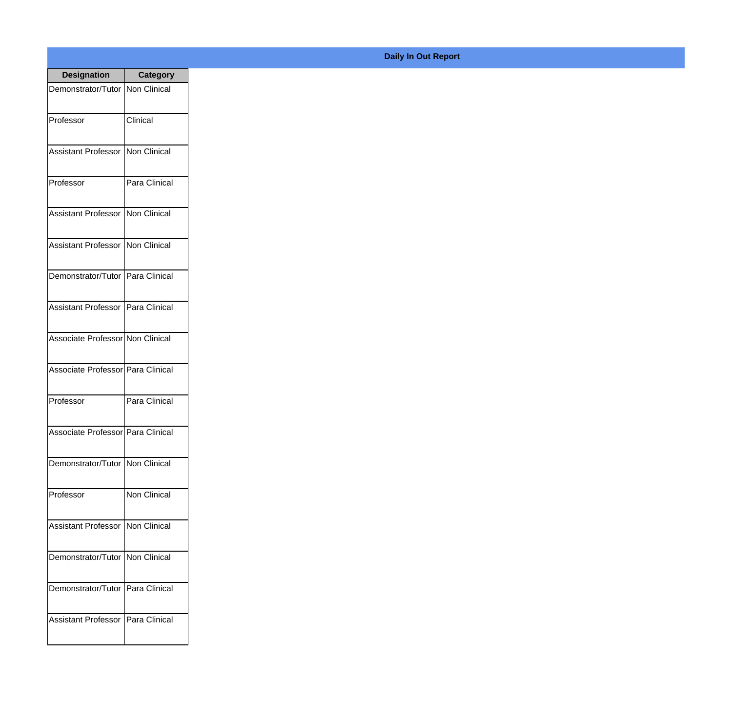**Daily In Out Report**

| Designation | Category |
|---|---|
| Demonstrator/Tutor | Non Clinical |
| Professor | Clinical |
| Assistant Professor | Non Clinical |
| Professor | Para Clinical |
| Assistant Professor | Non Clinical |
| Assistant Professor | Non Clinical |
| Demonstrator/Tutor | Para Clinical |
| Assistant Professor | Para Clinical |
| Associate Professor | Non Clinical |
| Associate Professor | Para Clinical |
| Professor | Para Clinical |
| Associate Professor | Para Clinical |
| Demonstrator/Tutor | Non Clinical |
| Professor | Non Clinical |
| Assistant Professor | Non Clinical |
| Demonstrator/Tutor | Non Clinical |
| Demonstrator/Tutor | Para Clinical |
| Assistant Professor | Para Clinical |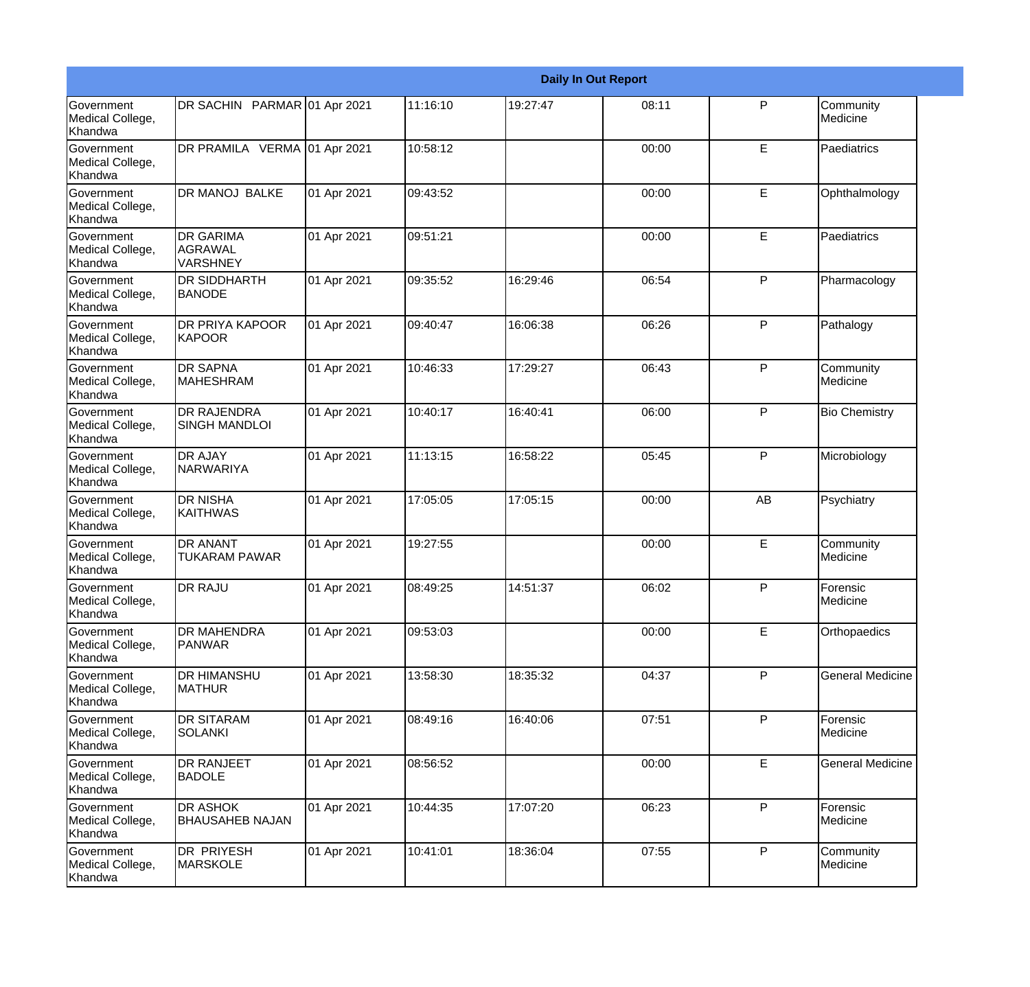| Daily In Out Report | | | | | | | |
|---|---|---|---|---|---|---|---|
| Government Medical College, Khandwa | DR SACHIN PARMAR | 01 Apr 2021 | 11:16:10 | 19:27:47 | 08:11 | P | Community Medicine |
| Government Medical College, Khandwa | DR PRAMILA VERMA | 01 Apr 2021 | 10:58:12 | | 00:00 | E | Paediatrics |
| Government Medical College, Khandwa | DR MANOJ BALKE | 01 Apr 2021 | 09:43:52 | | 00:00 | E | Ophthalmology |
| Government Medical College, Khandwa | DR GARIMA AGRAWAL VARSHNEY | 01 Apr 2021 | 09:51:21 | | 00:00 | E | Paediatrics |
| Government Medical College, Khandwa | DR SIDDHARTH BANODE | 01 Apr 2021 | 09:35:52 | 16:29:46 | 06:54 | P | Pharmacology |
| Government Medical College, Khandwa | DR PRIYA KAPOOR KAPOOR | 01 Apr 2021 | 09:40:47 | 16:06:38 | 06:26 | P | Pathalogy |
| Government Medical College, Khandwa | DR SAPNA MAHESHRAM | 01 Apr 2021 | 10:46:33 | 17:29:27 | 06:43 | P | Community Medicine |
| Government Medical College, Khandwa | DR RAJENDRA SINGH MANDLOI | 01 Apr 2021 | 10:40:17 | 16:40:41 | 06:00 | P | Bio Chemistry |
| Government Medical College, Khandwa | DR AJAY NARWARIYA | 01 Apr 2021 | 11:13:15 | 16:58:22 | 05:45 | P | Microbiology |
| Government Medical College, Khandwa | DR NISHA KAITHWAS | 01 Apr 2021 | 17:05:05 | 17:05:15 | 00:00 | AB | Psychiatry |
| Government Medical College, Khandwa | DR ANANT TUKARAM PAWAR | 01 Apr 2021 | 19:27:55 | | 00:00 | E | Community Medicine |
| Government Medical College, Khandwa | DR RAJU | 01 Apr 2021 | 08:49:25 | 14:51:37 | 06:02 | P | Forensic Medicine |
| Government Medical College, Khandwa | DR MAHENDRA PANWAR | 01 Apr 2021 | 09:53:03 | | 00:00 | E | Orthopaedics |
| Government Medical College, Khandwa | DR HIMANSHU MATHUR | 01 Apr 2021 | 13:58:30 | 18:35:32 | 04:37 | P | General Medicine |
| Government Medical College, Khandwa | DR SITARAM SOLANKI | 01 Apr 2021 | 08:49:16 | 16:40:06 | 07:51 | P | Forensic Medicine |
| Government Medical College, Khandwa | DR RANJEET BADOLE | 01 Apr 2021 | 08:56:52 | | 00:00 | E | General Medicine |
| Government Medical College, Khandwa | DR ASHOK BHAUSAHEB NAJAN | 01 Apr 2021 | 10:44:35 | 17:07:20 | 06:23 | P | Forensic Medicine |
| Government Medical College, Khandwa | DR PRIYESH MARSKOLE | 01 Apr 2021 | 10:41:01 | 18:36:04 | 07:55 | P | Community Medicine |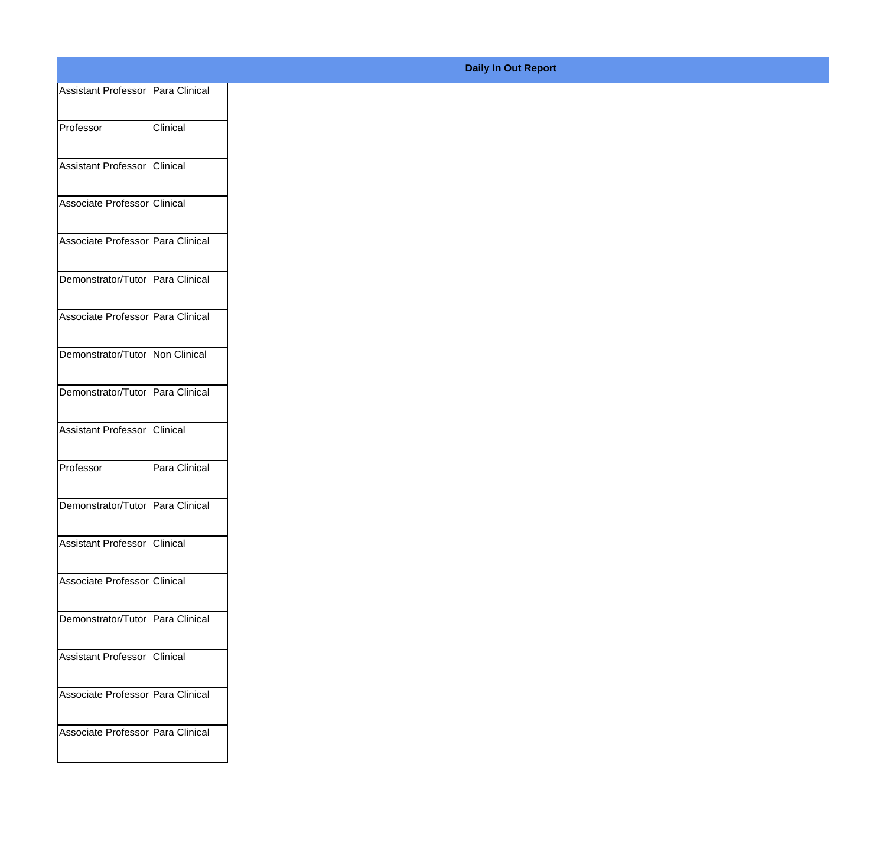**Daily In Out Report**

| | |
|---|---|
| Assistant Professor | Para Clinical |
| Professor | Clinical |
| Assistant Professor | Clinical |
| Associate Professor | Clinical |
| Associate Professor | Para Clinical |
| Demonstrator/Tutor | Para Clinical |
| Associate Professor | Para Clinical |
| Demonstrator/Tutor | Non Clinical |
| Demonstrator/Tutor | Para Clinical |
| Assistant Professor | Clinical |
| Professor | Para Clinical |
| Demonstrator/Tutor | Para Clinical |
| Assistant Professor | Clinical |
| Associate Professor | Clinical |
| Demonstrator/Tutor | Para Clinical |
| Assistant Professor | Clinical |
| Associate Professor | Para Clinical |
| Associate Professor | Para Clinical |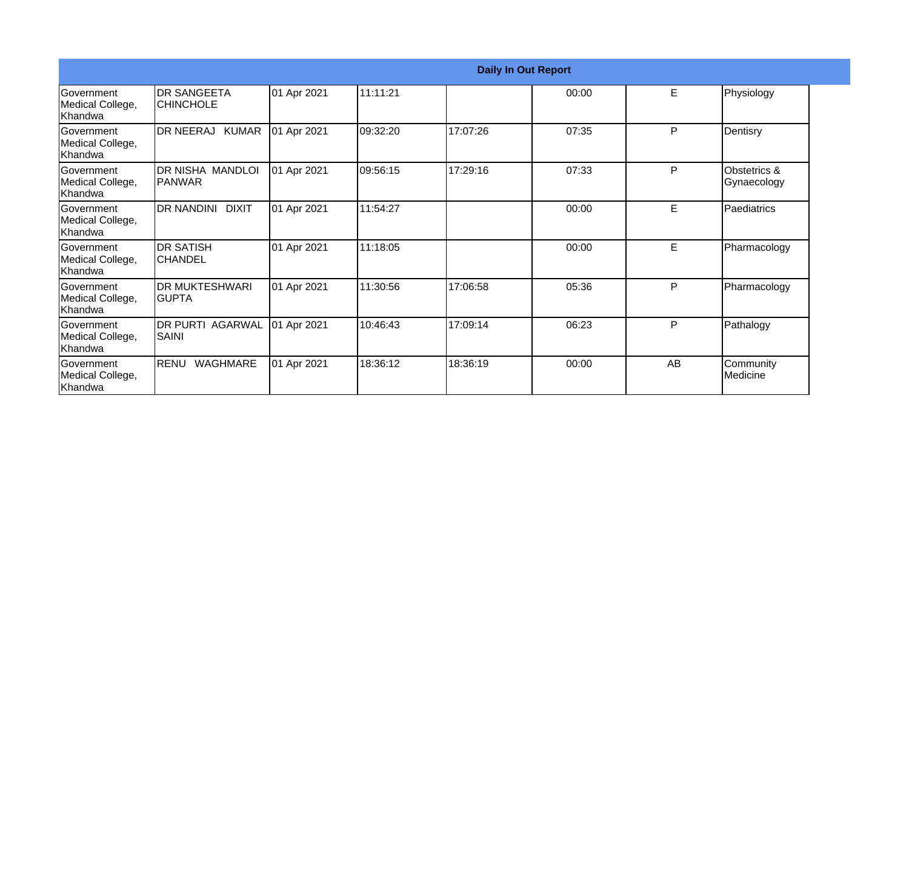| Daily In Out Report | | | | | | | |
|---|---|---|---|---|---|---|---|
| Government Medical College, Khandwa | DR SANGEETA CHINCHOLE | 01 Apr 2021 | 11:11:21 | | 00:00 | E | Physiology |
| Government Medical College, Khandwa | DR NEERAJ KUMAR | 01 Apr 2021 | 09:32:20 | 17:07:26 | 07:35 | P | Dentisry |
| Government Medical College, Khandwa | DR NISHA MANDLOI PANWAR | 01 Apr 2021 | 09:56:15 | 17:29:16 | 07:33 | P | Obstetrics & Gynaecology |
| Government Medical College, Khandwa | DR NANDINI DIXIT | 01 Apr 2021 | 11:54:27 | | 00:00 | E | Paediatrics |
| Government Medical College, Khandwa | DR SATISH CHANDEL | 01 Apr 2021 | 11:18:05 | | 00:00 | E | Pharmacology |
| Government Medical College, Khandwa | DR MUKTESHWARI GUPTA | 01 Apr 2021 | 11:30:56 | 17:06:58 | 05:36 | P | Pharmacology |
| Government Medical College, Khandwa | DR PURTI AGARWAL SAINI | 01 Apr 2021 | 10:46:43 | 17:09:14 | 06:23 | P | Pathalogy |
| Government Medical College, Khandwa | RENU WAGHMARE | 01 Apr 2021 | 18:36:12 | 18:36:19 | 00:00 | AB | Community Medicine |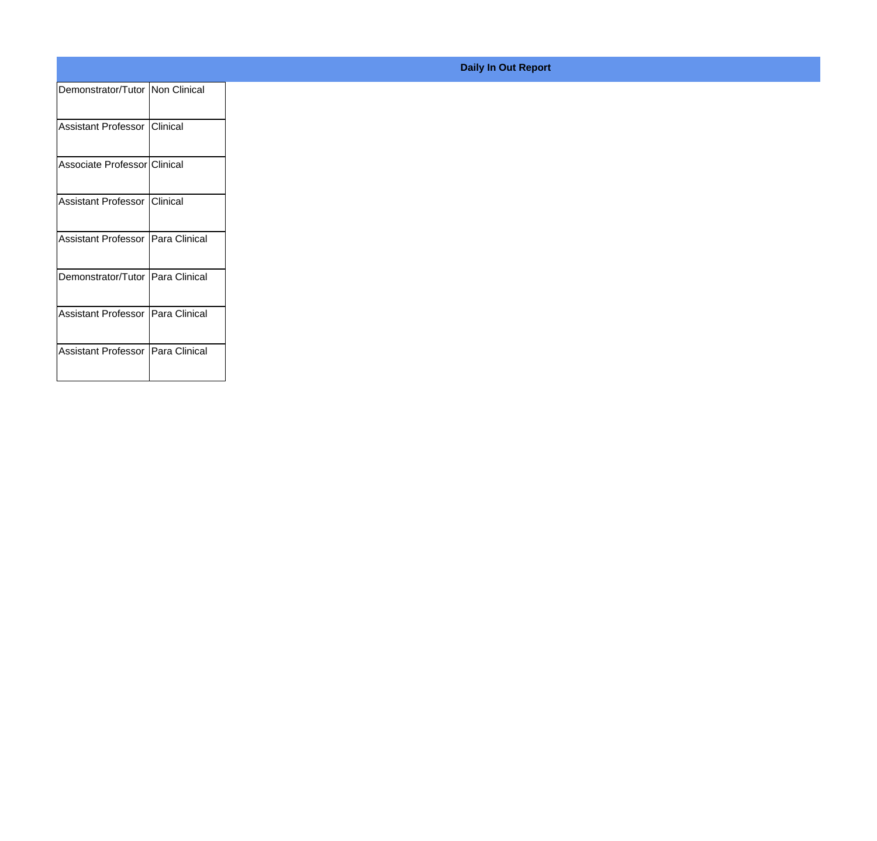**Daily In Out Report**

| | |
|---|---|
| Demonstrator/Tutor | Non Clinical |
| Assistant Professor | Clinical |
| Associate Professor | Clinical |
| Assistant Professor | Clinical |
| Assistant Professor | Para Clinical |
| Demonstrator/Tutor | Para Clinical |
| Assistant Professor | Para Clinical |
| Assistant Professor | Para Clinical |